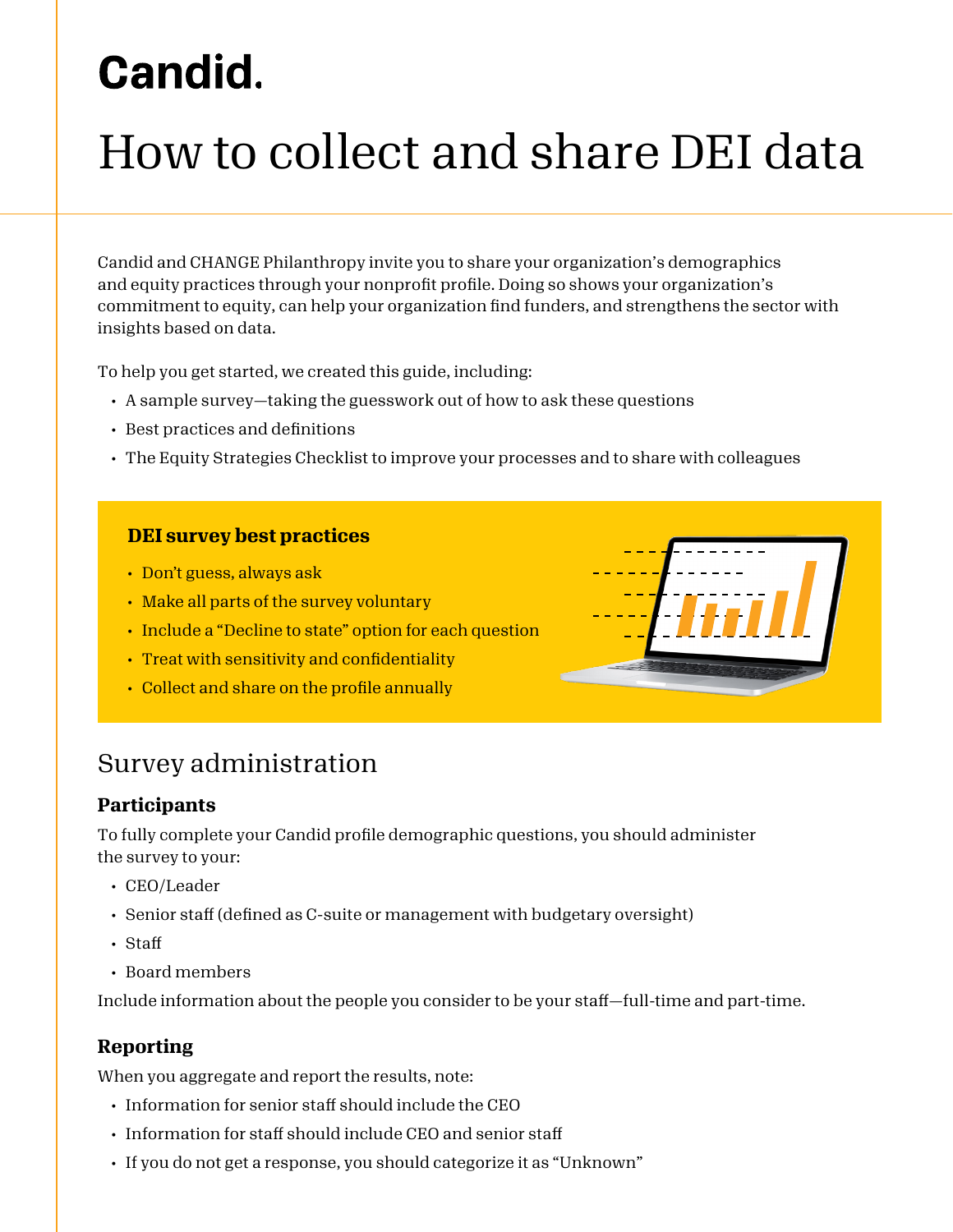Candid.

# How to collect and share DEI data

Candid and CHANGE Philanthropy invite you to share your organization's demographics and equity practices through your nonprofit profile. Doing so shows your organization's commitment to equity, can help your organization find funders, and strengthens the sector with insights based on data.

To help you get started, we created this guide, including:

- A sample survey—taking the guesswork out of how to ask these questions
- Best practices and definitions
- The Equity Strategies Checklist to improve your processes and to share with colleagues

### DEI survey best practices

- Don't guess, always ask
- Make all parts of the survey voluntary
- Include a "Decline to state" option for each question
- Treat with sensitivity and confidentiality
- Collect and share on the profile annually

## Survey administration

### Participants

To fully complete your Candid profile demographic questions, you should administer the survey to your:

- CEO/Leader
- Senior staff (defined as C-suite or management with budgetary oversight)
- Staff
- Board members

Include information about the people you consider to be your staff—full-time and part-time.

### Reporting

When you aggregate and report the results, note:

- Information for senior staff should include the CEO
- Information for staff should include CEO and senior staff
- If you do not get a response, you should categorize it as "Unknown"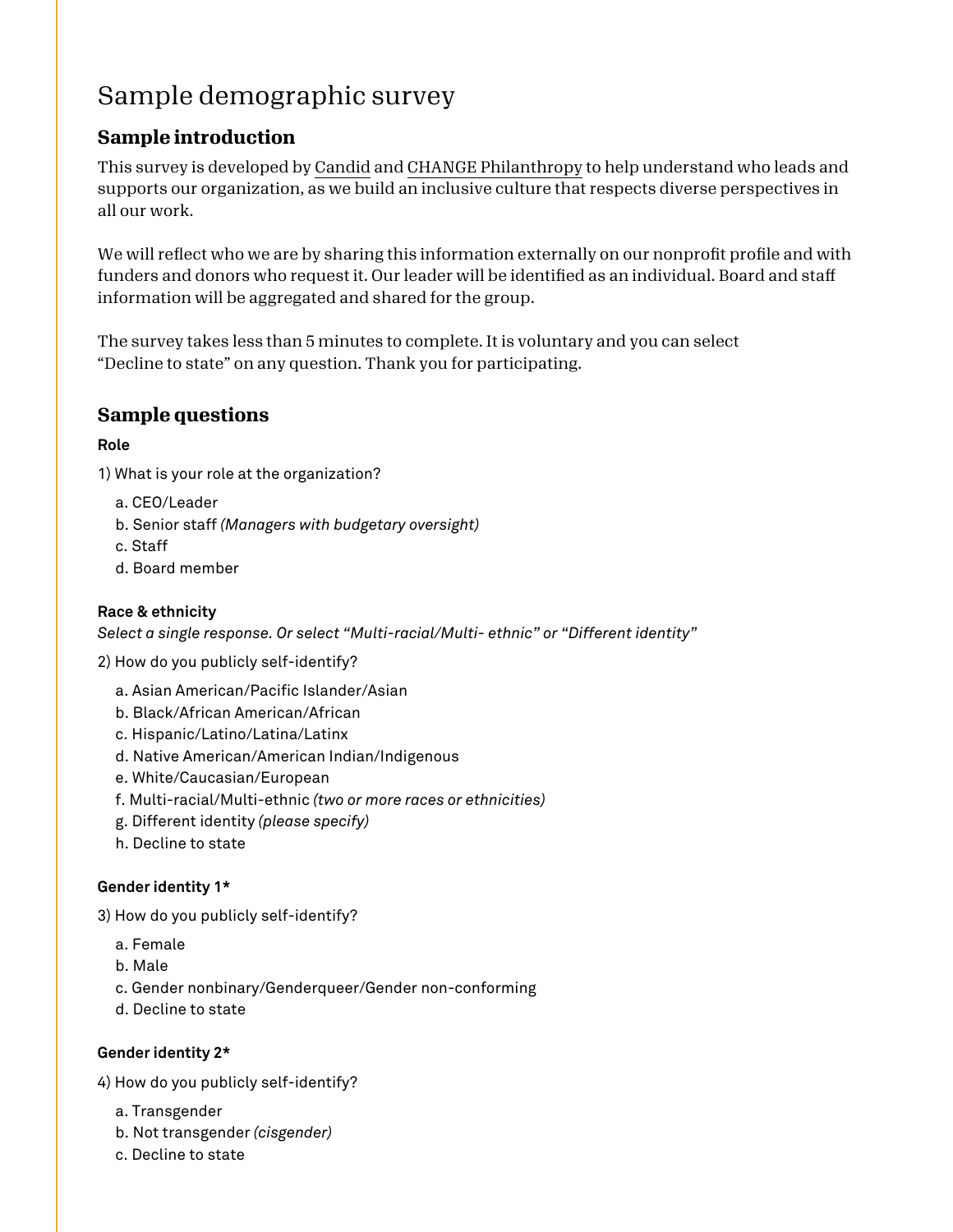# Sample demographic survey

## Sample introduction

This survey is developed by Candid and CHANGE Philanthropy to help understand who leads and supports our organization, as we build an inclusive culture that respects diverse perspectives in all our work.

We will reflect who we are by sharing this information externally on our nonprofit profile and with funders and donors who request it. Our leader will be identified as an individual. Board and staff information will be aggregated and shared for the group.

The survey takes less than 5 minutes to complete. It is voluntary and you can select "Decline to state" on any question. Thank you for participating.

## Sample questions

**Role**

1) What is your role at the organization?

   a. CEO/Leader
   b. Senior staff *(Managers with budgetary oversight)*
   c. Staff
   d. Board member

**Race & ethnicity**
*Select a single response. Or select "Multi-racial/Multi- ethnic" or "Different identity"*

2) How do you publicly self-identify?

   a. Asian American/Pacific Islander/Asian
   b. Black/African American/African
   c. Hispanic/Latino/Latina/Latinx
   d. Native American/American Indian/Indigenous
   e. White/Caucasian/European
   f. Multi-racial/Multi-ethnic *(two or more races or ethnicities)*
   g. Different identity *(please specify)*
   h. Decline to state

**Gender identity 1***

3) How do you publicly self-identify?

   a. Female
   b. Male
   c. Gender nonbinary/Genderqueer/Gender non-conforming
   d. Decline to state

**Gender identity 2***

4) How do you publicly self-identify?

   a. Transgender
   b. Not transgender *(cisgender)*
   c. Decline to state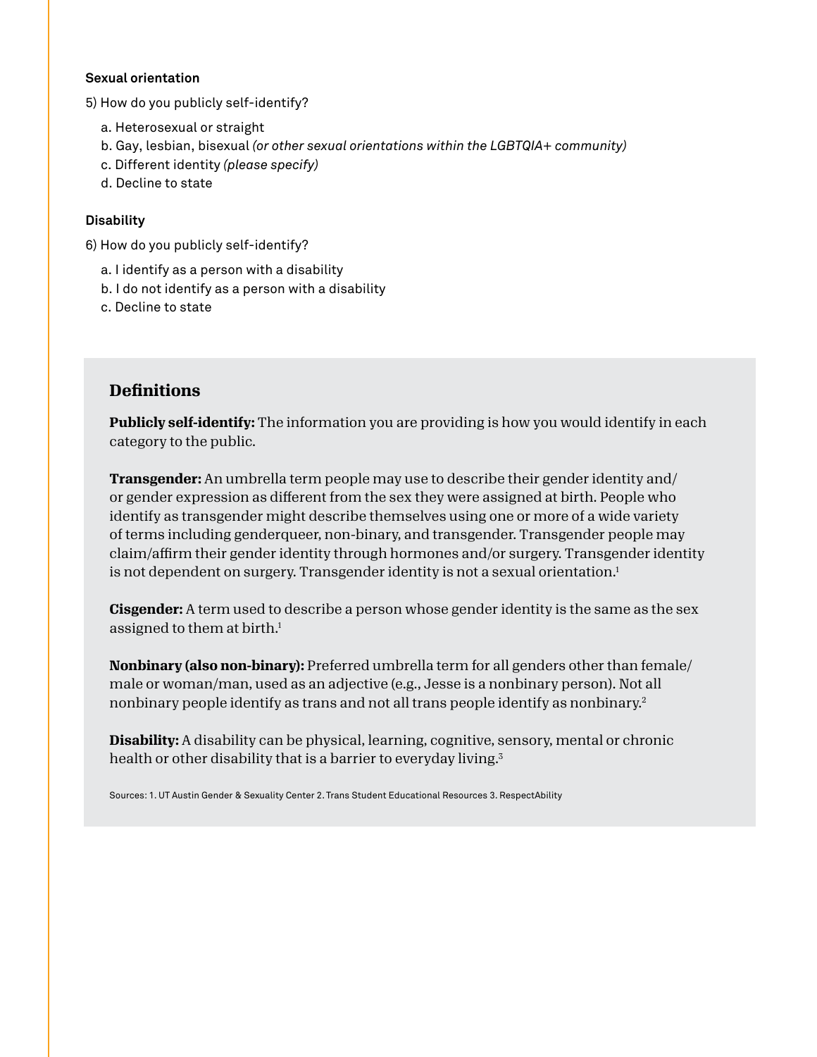**Sexual orientation**

5) How do you publicly self-identify?

a. Heterosexual or straight
b. Gay, lesbian, bisexual *(or other sexual orientations within the LGBTQIA+ community)*
c. Different identity *(please specify)*
d. Decline to state

**Disability**

6) How do you publicly self-identify?

a. I identify as a person with a disability
b. I do not identify as a person with a disability
c. Decline to state

## Definitions

**Publicly self-identify:** The information you are providing is how you would identify in each category to the public.

**Transgender:** An umbrella term people may use to describe their gender identity and/or gender expression as different from the sex they were assigned at birth. People who identify as transgender might describe themselves using one or more of a wide variety of terms including genderqueer, non-binary, and transgender. Transgender people may claim/affirm their gender identity through hormones and/or surgery. Transgender identity is not dependent on surgery. Transgender identity is not a sexual orientation.[1]

**Cisgender:** A term used to describe a person whose gender identity is the same as the sex assigned to them at birth.[1]

**Nonbinary (also non-binary):** Preferred umbrella term for all genders other than female/male or woman/man, used as an adjective (e.g., Jesse is a nonbinary person). Not all nonbinary people identify as trans and not all trans people identify as nonbinary.[2]

**Disability:** A disability can be physical, learning, cognitive, sensory, mental or chronic health or other disability that is a barrier to everyday living.[3]

Sources: 1. UT Austin Gender & Sexuality Center 2. Trans Student Educational Resources 3. RespectAbility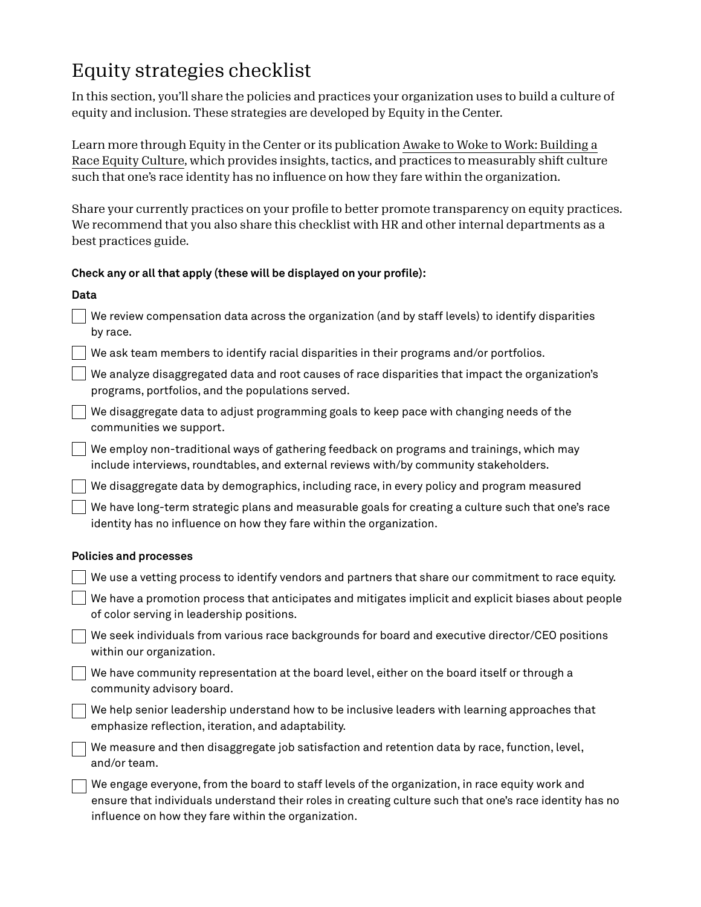# Equity strategies checklist

In this section, you'll share the policies and practices your organization uses to build a culture of equity and inclusion. These strategies are developed by Equity in the Center.

Learn more through Equity in the Center or its publication Awake to Woke to Work: Building a Race Equity Culture, which provides insights, tactics, and practices to measurably shift culture such that one's race identity has no influence on how they fare within the organization.

Share your currently practices on your profile to better promote transparency on equity practices. We recommend that you also share this checklist with HR and other internal departments as a best practices guide.

**Check any or all that apply (these will be displayed on your profile):**

**Data**

- [ ] We review compensation data across the organization (and by staff levels) to identify disparities by race.
- [ ] We ask team members to identify racial disparities in their programs and/or portfolios.
- [ ] We analyze disaggregated data and root causes of race disparities that impact the organization's programs, portfolios, and the populations served.
- [ ] We disaggregate data to adjust programming goals to keep pace with changing needs of the communities we support.
- [ ] We employ non-traditional ways of gathering feedback on programs and trainings, which may include interviews, roundtables, and external reviews with/by community stakeholders.
- [ ] We disaggregate data by demographics, including race, in every policy and program measured
- [ ] We have long-term strategic plans and measurable goals for creating a culture such that one's race identity has no influence on how they fare within the organization.

**Policies and processes**

- [ ] We use a vetting process to identify vendors and partners that share our commitment to race equity.
- [ ] We have a promotion process that anticipates and mitigates implicit and explicit biases about people of color serving in leadership positions.
- [ ] We seek individuals from various race backgrounds for board and executive director/CEO positions within our organization.
- [ ] We have community representation at the board level, either on the board itself or through a community advisory board.
- [ ] We help senior leadership understand how to be inclusive leaders with learning approaches that emphasize reflection, iteration, and adaptability.
- [ ] We measure and then disaggregate job satisfaction and retention data by race, function, level, and/or team.
- [ ] We engage everyone, from the board to staff levels of the organization, in race equity work and ensure that individuals understand their roles in creating culture such that one's race identity has no influence on how they fare within the organization.